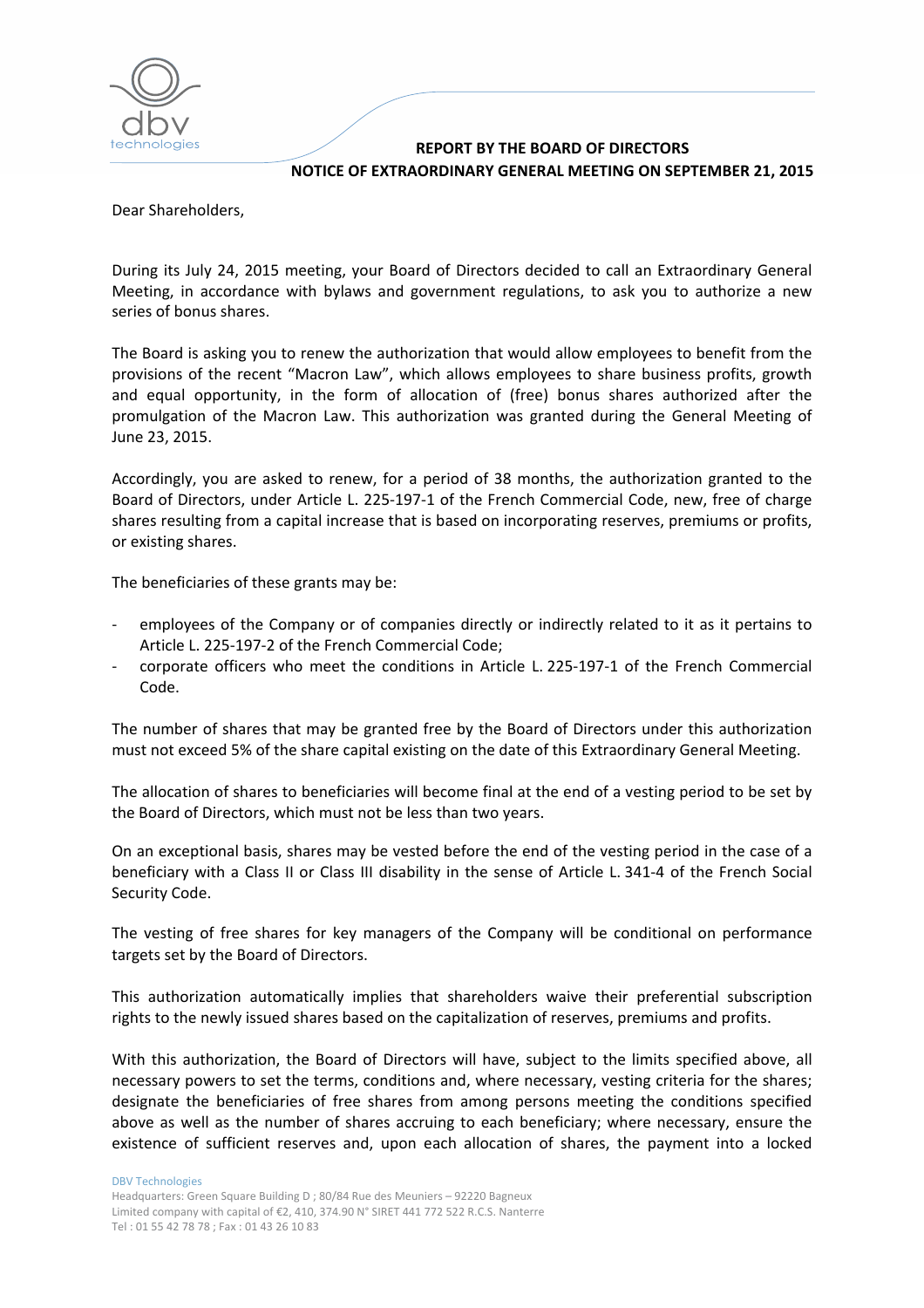**REPORT BY THE BOARD OF DIRECTORS**
**NOTICE OF EXTRAORDINARY GENERAL MEETING ON SEPTEMBER 21, 2015**

Dear Shareholders,

During its July 24, 2015 meeting, your Board of Directors decided to call an Extraordinary General Meeting, in accordance with bylaws and government regulations, to ask you to authorize a new series of bonus shares.

The Board is asking you to renew the authorization that would allow employees to benefit from the provisions of the recent "Macron Law", which allows employees to share business profits, growth and equal opportunity, in the form of allocation of (free) bonus shares authorized after the promulgation of the Macron Law. This authorization was granted during the General Meeting of June 23, 2015.

Accordingly, you are asked to renew, for a period of 38 months, the authorization granted to the Board of Directors, under Article L. 225-197-1 of the French Commercial Code, new, free of charge shares resulting from a capital increase that is based on incorporating reserves, premiums or profits, or existing shares.

The beneficiaries of these grants may be:

- employees of the Company or of companies directly or indirectly related to it as it pertains to Article L. 225-197-2 of the French Commercial Code;
- corporate officers who meet the conditions in Article L. 225-197-1 of the French Commercial Code.

The number of shares that may be granted free by the Board of Directors under this authorization must not exceed 5% of the share capital existing on the date of this Extraordinary General Meeting.

The allocation of shares to beneficiaries will become final at the end of a vesting period to be set by the Board of Directors, which must not be less than two years.

On an exceptional basis, shares may be vested before the end of the vesting period in the case of a beneficiary with a Class II or Class III disability in the sense of Article L. 341-4 of the French Social Security Code.

The vesting of free shares for key managers of the Company will be conditional on performance targets set by the Board of Directors.

This authorization automatically implies that shareholders waive their preferential subscription rights to the newly issued shares based on the capitalization of reserves, premiums and profits.

With this authorization, the Board of Directors will have, subject to the limits specified above, all necessary powers to set the terms, conditions and, where necessary, vesting criteria for the shares; designate the beneficiaries of free shares from among persons meeting the conditions specified above as well as the number of shares accruing to each beneficiary; where necessary, ensure the existence of sufficient reserves and, upon each allocation of shares, the payment into a locked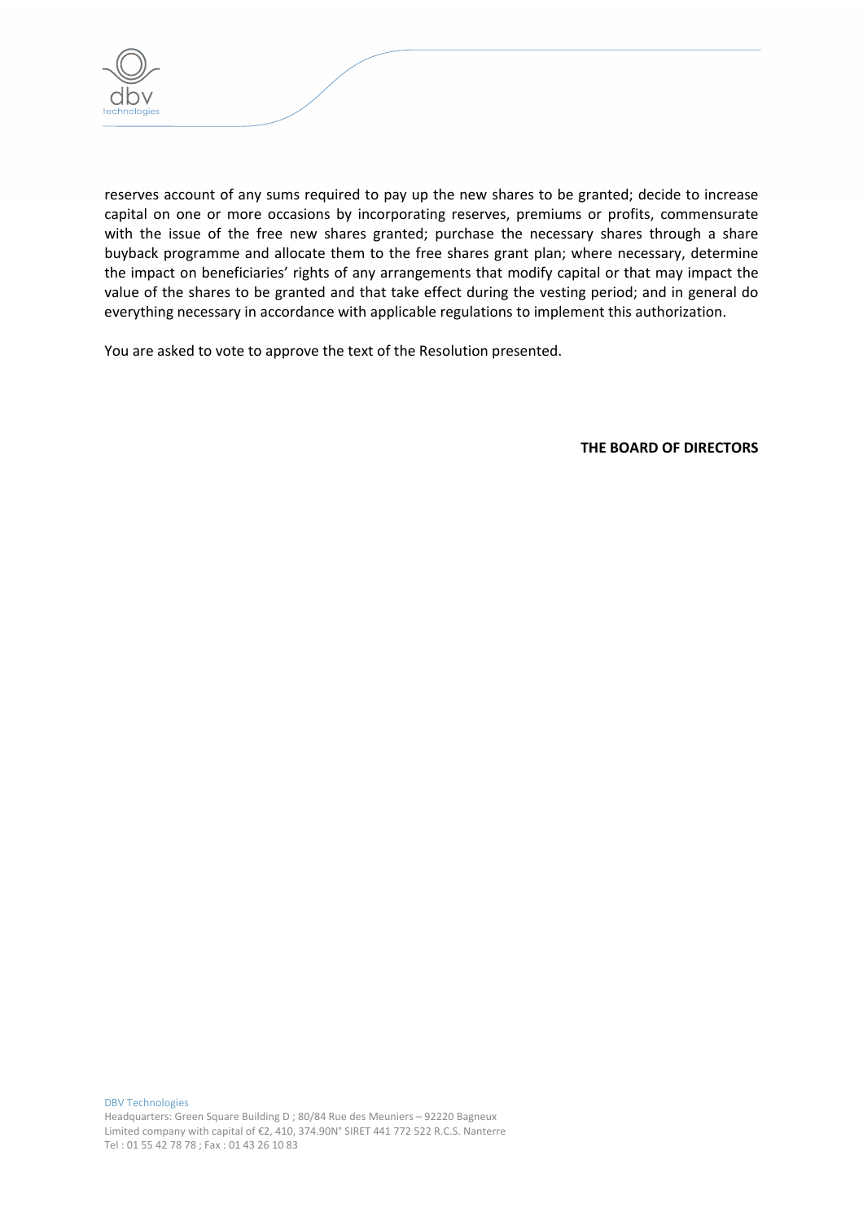reserves account of any sums required to pay up the new shares to be granted; decide to increase capital on one or more occasions by incorporating reserves, premiums or profits, commensurate with the issue of the free new shares granted; purchase the necessary shares through a share buyback programme and allocate them to the free shares grant plan; where necessary, determine the impact on beneficiaries' rights of any arrangements that modify capital or that may impact the value of the shares to be granted and that take effect during the vesting period; and in general do everything necessary in accordance with applicable regulations to implement this authorization.

You are asked to vote to approve the text of the Resolution presented.

**THE BOARD OF DIRECTORS**